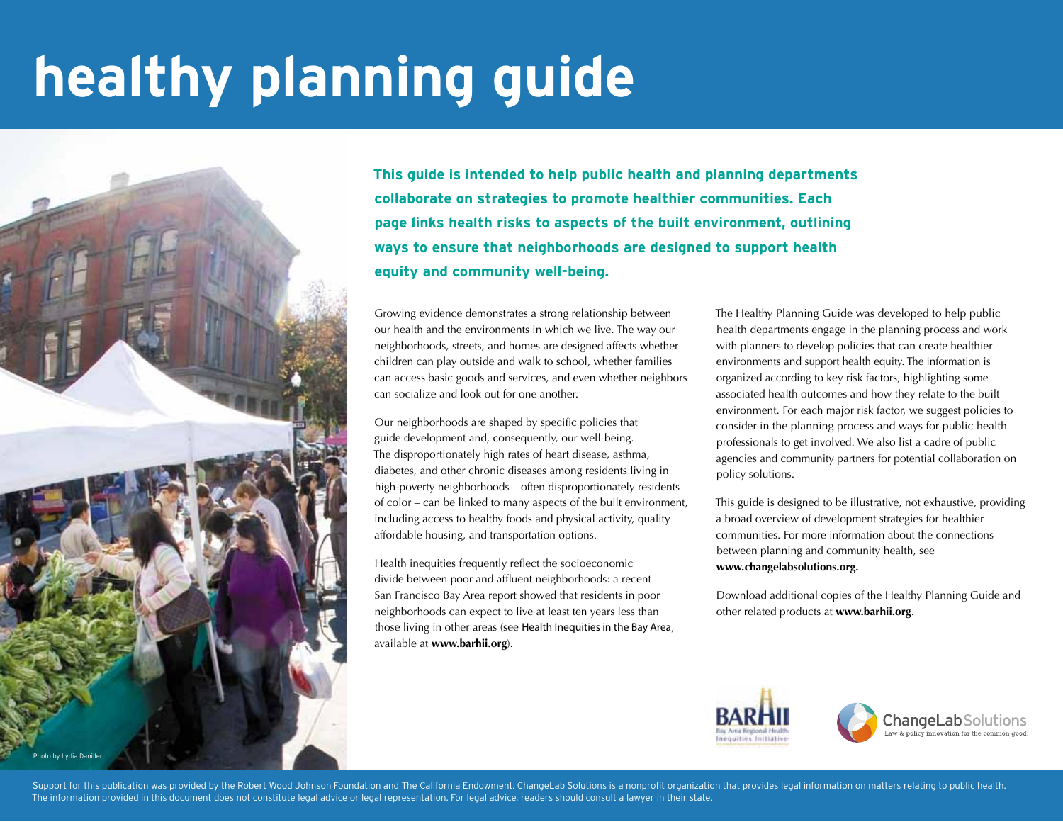# healthy planning guide

**This guide is intended to help public health and planning departments collaborate on strategies to promote healthier communities. Each page links health risks to aspects of the built environment, outlining ways to ensure that neighborhoods are designed to support health equity and community well-being.**

Photo by Lydia Daniller

Growing evidence demonstrates a strong relationship between our health and the environments in which we live. The way our neighborhoods, streets, and homes are designed affects whether children can play outside and walk to school, whether families can access basic goods and services, and even whether neighbors can socialize and look out for one another.

Our neighborhoods are shaped by specific policies that guide development and, consequently, our well-being. The disproportionately high rates of heart disease, asthma, diabetes, and other chronic diseases among residents living in high-poverty neighborhoods – often disproportionately residents of color – can be linked to many aspects of the built environment, including access to healthy foods and physical activity, quality affordable housing, and transportation options.

Health inequities frequently reflect the socioeconomic divide between poor and affluent neighborhoods: a recent San Francisco Bay Area report showed that residents in poor neighborhoods can expect to live at least ten years less than those living in other areas (see Health Inequities in the Bay Area, available at **www.barhii.org**).

The Healthy Planning Guide was developed to help public health departments engage in the planning process and work with planners to develop policies that can create healthier environments and support health equity. The information is organized according to key risk factors, highlighting some associated health outcomes and how they relate to the built environment. For each major risk factor, we suggest policies to consider in the planning process and ways for public health professionals to get involved. We also list a cadre of public agencies and community partners for potential collaboration on policy solutions.

This guide is designed to be illustrative, not exhaustive, providing a broad overview of development strategies for healthier communities. For more information about the connections between planning and community health, see **www.changelabsolutions.org.**

Download additional copies of the Healthy Planning Guide and other related products at **www.barhii.org**.

BARHII – Bay Area Regional Health Inequities Initiative

ChangeLab Solutions – Law & policy innovation for the common good.

Support for this publication was provided by the Robert Wood Johnson Foundation and The California Endowment. ChangeLab Solutions is a nonprofit organization that provides legal information on matters relating to public health. The information provided in this document does not constitute legal advice or legal representation. For legal advice, readers should consult a lawyer in their state.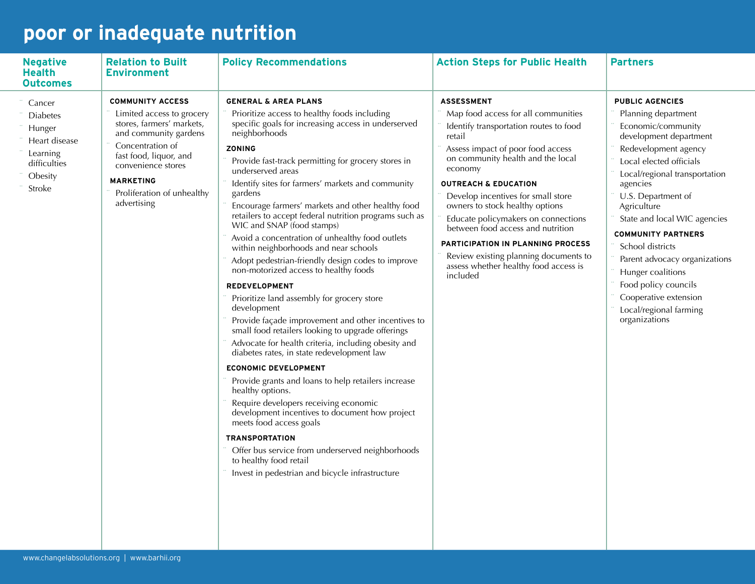# poor or inadequate nutrition

## Negative Health Outcomes

- Cancer
- Diabetes
- Hunger
- Heart disease
- Learning difficulties
- Obesity
- Stroke

## Relation to Built Environment

**COMMUNITY ACCESS**

- Limited access to grocery stores, farmers' markets, and community gardens
- Concentration of fast food, liquor, and convenience stores

**MARKETING**

- Proliferation of unhealthy advertising

## Policy Recommendations

**GENERAL & AREA PLANS**

- Prioritize access to healthy foods including specific goals for increasing access in underserved neighborhoods

**ZONING**

- Provide fast-track permitting for grocery stores in underserved areas
- Identify sites for farmers' markets and community gardens
- Encourage farmers' markets and other healthy food retailers to accept federal nutrition programs such as WIC and SNAP (food stamps)
- Avoid a concentration of unhealthy food outlets within neighborhoods and near schools
- Adopt pedestrian-friendly design codes to improve non-motorized access to healthy foods

**REDEVELOPMENT**

- Prioritize land assembly for grocery store development
- Provide façade improvement and other incentives to small food retailers looking to upgrade offerings
- Advocate for health criteria, including obesity and diabetes rates, in state redevelopment law

**ECONOMIC DEVELOPMENT**

- Provide grants and loans to help retailers increase healthy options.
- Require developers receiving economic development incentives to document how project meets food access goals

**TRANSPORTATION**

- Offer bus service from underserved neighborhoods to healthy food retail
- Invest in pedestrian and bicycle infrastructure

## Action Steps for Public Health

**ASSESSMENT**

- Map food access for all communities
- Identify transportation routes to food retail
- Assess impact of poor food access on community health and the local economy

**OUTREACH & EDUCATION**

- Develop incentives for small store owners to stock healthy options
- Educate policymakers on connections between food access and nutrition

**PARTICIPATION IN PLANNING PROCESS**

- Review existing planning documents to assess whether healthy food access is included

## Partners

**PUBLIC AGENCIES**

- Planning department
- Economic/community development department
- Redevelopment agency
- Local elected officials
- Local/regional transportation agencies
- U.S. Department of Agriculture
- State and local WIC agencies

**COMMUNITY PARTNERS**

- School districts
- Parent advocacy organizations
- Hunger coalitions
- Food policy councils
- Cooperative extension
- Local/regional farming organizations

www.changelabsolutions.org | www.barhii.org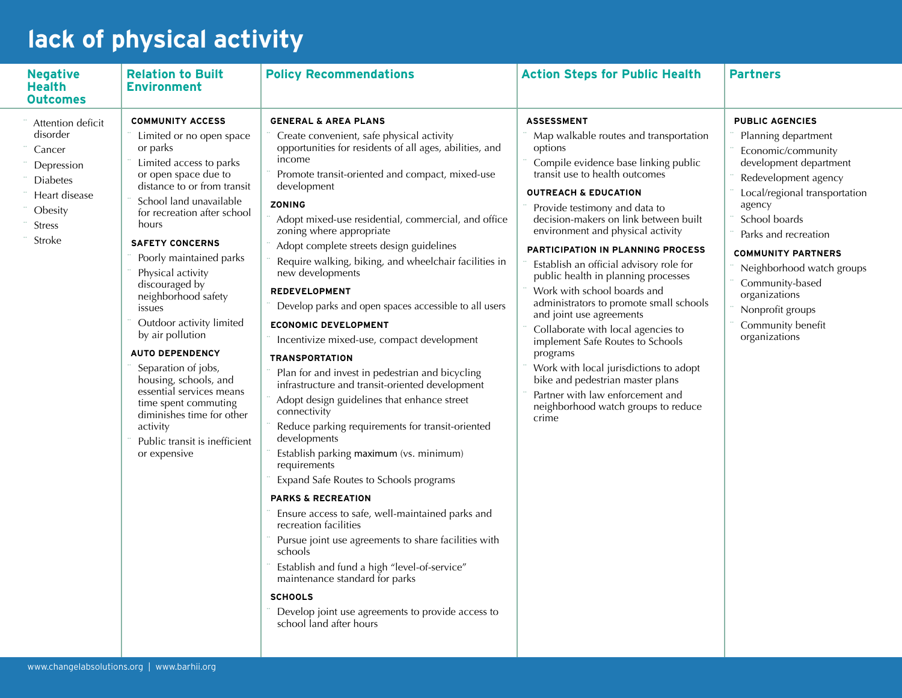# lack of physical activity

## Negative Health Outcomes

- Attention deficit disorder
- Cancer
- Depression
- Diabetes
- Heart disease
- Obesity
- Stress
- Stroke

## Relation to Built Environment

**COMMUNITY ACCESS**

- Limited or no open space or parks
- Limited access to parks or open space due to distance to or from transit
- School land unavailable for recreation after school hours

**SAFETY CONCERNS**

- Poorly maintained parks
- Physical activity discouraged by neighborhood safety issues
- Outdoor activity limited by air pollution

**AUTO DEPENDENCY**

- Separation of jobs, housing, schools, and essential services means time spent commuting diminishes time for other activity
- Public transit is inefficient or expensive

## Policy Recommendations

**GENERAL & AREA PLANS**

- Create convenient, safe physical activity opportunities for residents of all ages, abilities, and income
- Promote transit-oriented and compact, mixed-use development

**ZONING**

- Adopt mixed-use residential, commercial, and office zoning where appropriate
- Adopt complete streets design guidelines
- Require walking, biking, and wheelchair facilities in new developments

**REDEVELOPMENT**

- Develop parks and open spaces accessible to all users

**ECONOMIC DEVELOPMENT**

- Incentivize mixed-use, compact development

**TRANSPORTATION**

- Plan for and invest in pedestrian and bicycling infrastructure and transit-oriented development
- Adopt design guidelines that enhance street connectivity
- Reduce parking requirements for transit-oriented developments
- Establish parking maximum (vs. minimum) requirements
- Expand Safe Routes to Schools programs

**PARKS & RECREATION**

- Ensure access to safe, well-maintained parks and recreation facilities
- Pursue joint use agreements to share facilities with schools
- Establish and fund a high "level-of-service" maintenance standard for parks

**SCHOOLS**

- Develop joint use agreements to provide access to school land after hours

## Action Steps for Public Health

**ASSESSMENT**

- Map walkable routes and transportation options
- Compile evidence base linking public transit use to health outcomes

**OUTREACH & EDUCATION**

- Provide testimony and data to decision-makers on link between built environment and physical activity

**PARTICIPATION IN PLANNING PROCESS**

- Establish an official advisory role for public health in planning processes
- Work with school boards and administrators to promote small schools and joint use agreements
- Collaborate with local agencies to implement Safe Routes to Schools programs
- Work with local jurisdictions to adopt bike and pedestrian master plans
- Partner with law enforcement and neighborhood watch groups to reduce crime

## Partners

**PUBLIC AGENCIES**

- Planning department
- Economic/community development department
- Redevelopment agency
- Local/regional transportation agency
- School boards
- Parks and recreation

**COMMUNITY PARTNERS**

- Neighborhood watch groups
- Community-based organizations
- Nonprofit groups
- Community benefit organizations

www.changelabsolutions.org | www.barhii.org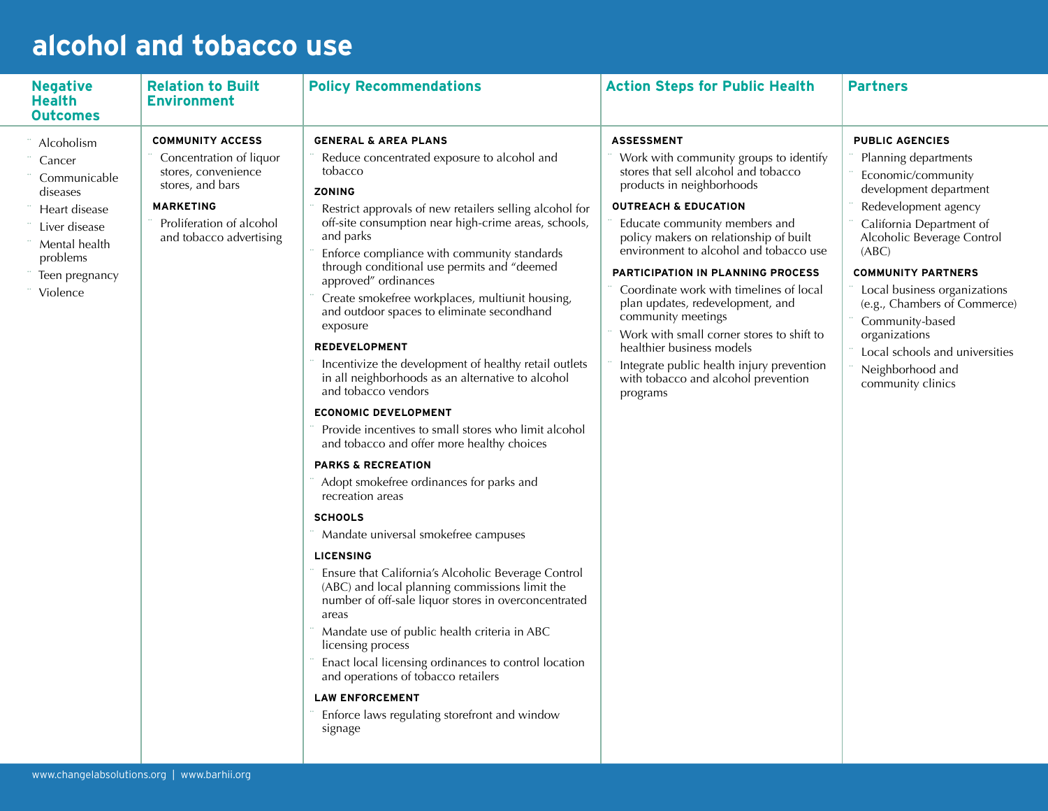# alcohol and tobacco use

## Negative Health Outcomes

- Alcoholism
- Cancer
- Communicable diseases
- Heart disease
- Liver disease
- Mental health problems
- Teen pregnancy
- Violence

## Relation to Built Environment

**COMMUNITY ACCESS**

- Concentration of liquor stores, convenience stores, and bars

**MARKETING**

- Proliferation of alcohol and tobacco advertising

## Policy Recommendations

**GENERAL & AREA PLANS**

- Reduce concentrated exposure to alcohol and tobacco

**ZONING**

- Restrict approvals of new retailers selling alcohol for off-site consumption near high-crime areas, schools, and parks
- Enforce compliance with community standards through conditional use permits and “deemed approved” ordinances
- Create smokefree workplaces, multiunit housing, and outdoor spaces to eliminate secondhand exposure

**REDEVELOPMENT**

- Incentivize the development of healthy retail outlets in all neighborhoods as an alternative to alcohol and tobacco vendors

**ECONOMIC DEVELOPMENT**

- Provide incentives to small stores who limit alcohol and tobacco and offer more healthy choices

**PARKS & RECREATION**

- Adopt smokefree ordinances for parks and recreation areas

**SCHOOLS**

- Mandate universal smokefree campuses

**LICENSING**

- Ensure that California’s Alcoholic Beverage Control (ABC) and local planning commissions limit the number of off-sale liquor stores in overconcentrated areas
- Mandate use of public health criteria in ABC licensing process
- Enact local licensing ordinances to control location and operations of tobacco retailers

**LAW ENFORCEMENT**

- Enforce laws regulating storefront and window signage

## Action Steps for Public Health

**ASSESSMENT**

- Work with community groups to identify stores that sell alcohol and tobacco products in neighborhoods

**OUTREACH & EDUCATION**

- Educate community members and policy makers on relationship of built environment to alcohol and tobacco use

**PARTICIPATION IN PLANNING PROCESS**

- Coordinate work with timelines of local plan updates, redevelopment, and community meetings
- Work with small corner stores to shift to healthier business models
- Integrate public health injury prevention with tobacco and alcohol prevention programs

## Partners

**PUBLIC AGENCIES**

- Planning departments
- Economic/community development department
- Redevelopment agency
- California Department of Alcoholic Beverage Control (ABC)

**COMMUNITY PARTNERS**

- Local business organizations (e.g., Chambers of Commerce)
- Community-based organizations
- Local schools and universities
- Neighborhood and community clinics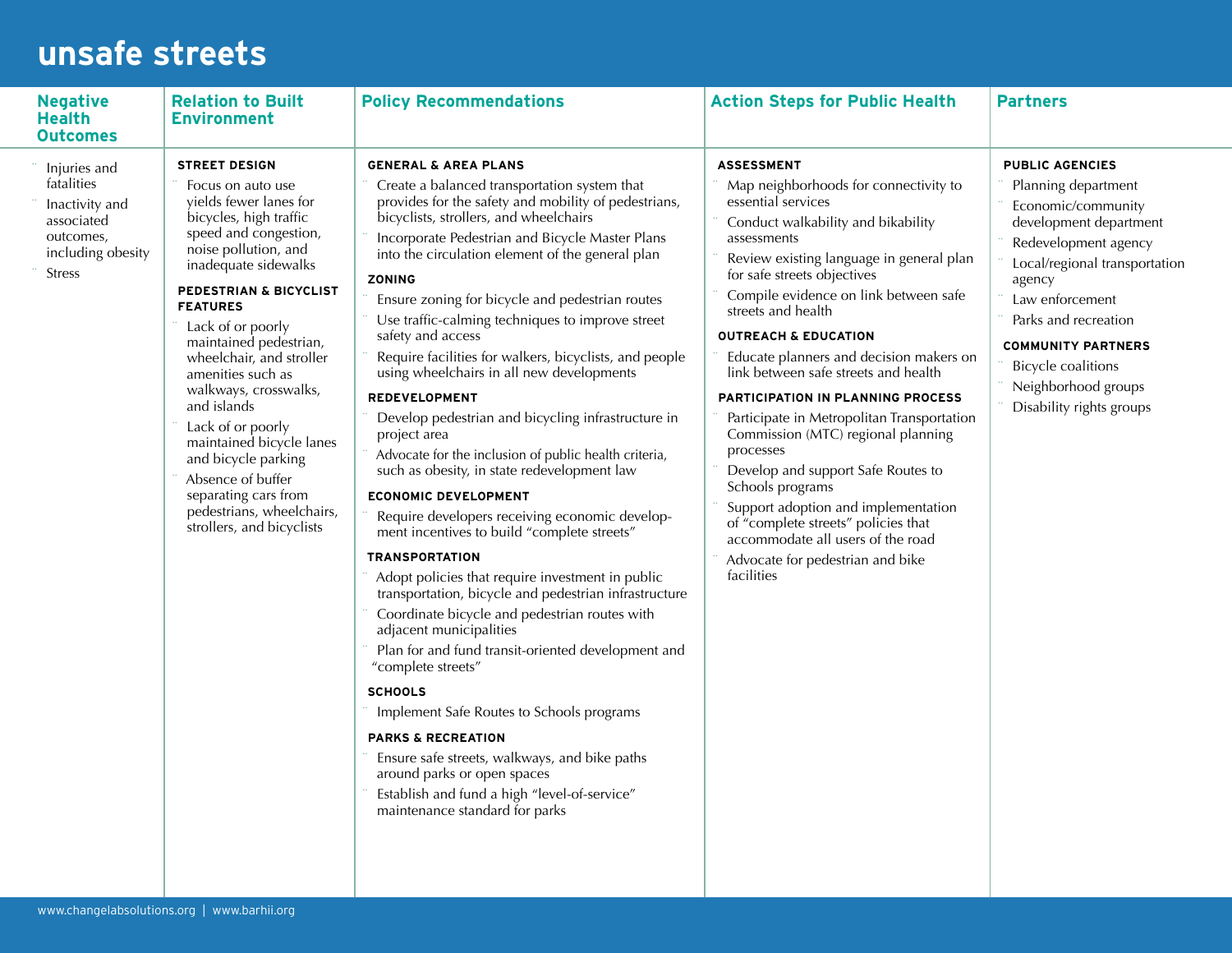# unsafe streets

| Negative Health Outcomes | Relation to Built Environment | Policy Recommendations | Action Steps for Public Health | Partners |
|---|---|---|---|---|
| • Injuries and fatalities<br>• Inactivity and associated outcomes, including obesity<br>• Stress | **STREET DESIGN**<br>• Focus on auto use yields fewer lanes for bicycles, high traffic speed and congestion, noise pollution, and inadequate sidewalks<br><br>**PEDESTRIAN & BICYCLIST FEATURES**<br>• Lack of or poorly maintained pedestrian, wheelchair, and stroller amenities such as walkways, crosswalks, and islands<br>• Lack of or poorly maintained bicycle lanes and bicycle parking<br>• Absence of buffer separating cars from pedestrians, wheelchairs, strollers, and bicyclists | **GENERAL & AREA PLANS**<br>• Create a balanced transportation system that provides for the safety and mobility of pedestrians, bicyclists, strollers, and wheelchairs<br>• Incorporate Pedestrian and Bicycle Master Plans into the circulation element of the general plan<br><br>**ZONING**<br>• Ensure zoning for bicycle and pedestrian routes<br>• Use traffic-calming techniques to improve street safety and access<br>• Require facilities for walkers, bicyclists, and people using wheelchairs in all new developments<br><br>**REDEVELOPMENT**<br>• Develop pedestrian and bicycling infrastructure in project area<br>• Advocate for the inclusion of public health criteria, such as obesity, in state redevelopment law<br><br>**ECONOMIC DEVELOPMENT**<br>• Require developers receiving economic development incentives to build "complete streets"<br><br>**TRANSPORTATION**<br>• Adopt policies that require investment in public transportation, bicycle and pedestrian infrastructure<br>• Coordinate bicycle and pedestrian routes with adjacent municipalities<br>• Plan for and fund transit-oriented development and "complete streets"<br><br>**SCHOOLS**<br>• Implement Safe Routes to Schools programs<br><br>**PARKS & RECREATION**<br>• Ensure safe streets, walkways, and bike paths around parks or open spaces<br>• Establish and fund a high "level-of-service" maintenance standard for parks | **ASSESSMENT**<br>• Map neighborhoods for connectivity to essential services<br>• Conduct walkability and bikability assessments<br>• Review existing language in general plan for safe streets objectives<br>• Compile evidence on link between safe streets and health<br><br>**OUTREACH & EDUCATION**<br>• Educate planners and decision makers on link between safe streets and health<br><br>**PARTICIPATION IN PLANNING PROCESS**<br>• Participate in Metropolitan Transportation Commission (MTC) regional planning processes<br>• Develop and support Safe Routes to Schools programs<br>• Support adoption and implementation of "complete streets" policies that accommodate all users of the road<br>• Advocate for pedestrian and bike facilities | **PUBLIC AGENCIES**<br>• Planning department<br>• Economic/community development department<br>• Redevelopment agency<br>• Local/regional transportation agency<br>• Law enforcement<br>• Parks and recreation<br><br>**COMMUNITY PARTNERS**<br>• Bicycle coalitions<br>• Neighborhood groups<br>• Disability rights groups |

www.changelabsolutions.org | www.barhii.org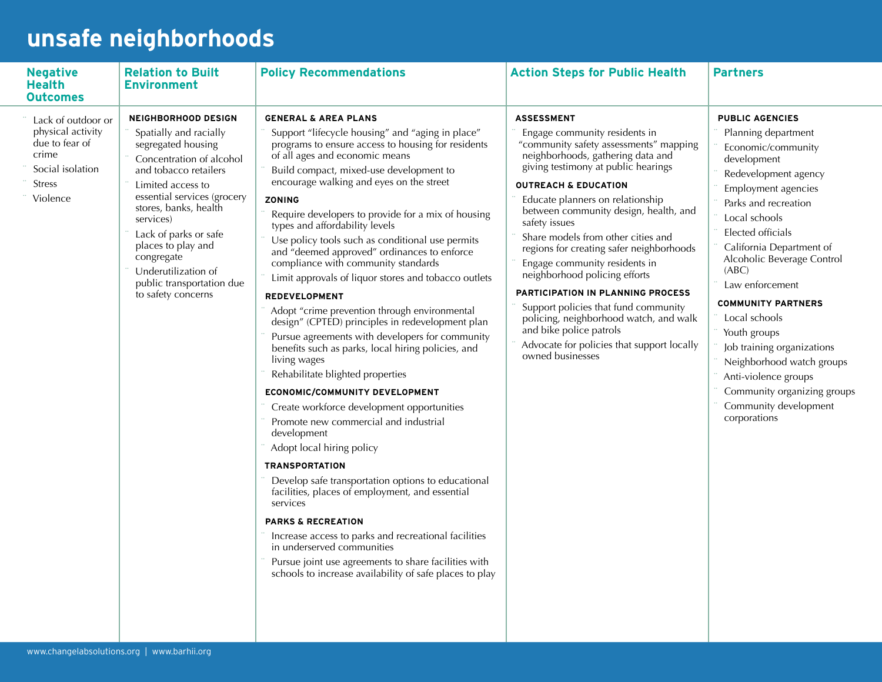# unsafe neighborhoods

| Negative Health Outcomes | Relation to Built Environment | Policy Recommendations | Action Steps for Public Health | Partners |
|---|---|---|---|---|
| • Lack of outdoor or physical activity due to fear of crime<br>• Social isolation<br>• Stress<br>• Violence | **NEIGHBORHOOD DESIGN**<br>• Spatially and racially segregated housing<br>• Concentration of alcohol and tobacco retailers<br>• Limited access to essential services (grocery stores, banks, health services)<br>• Lack of parks or safe places to play and congregate<br>• Underutilization of public transportation due to safety concerns | **GENERAL & AREA PLANS**<br>• Support "lifecycle housing" and "aging in place" programs to ensure access to housing for residents of all ages and economic means<br>• Build compact, mixed-use development to encourage walking and eyes on the street<br>**ZONING**<br>• Require developers to provide for a mix of housing types and affordability levels<br>• Use policy tools such as conditional use permits and "deemed approved" ordinances to enforce compliance with community standards<br>• Limit approvals of liquor stores and tobacco outlets<br>**REDEVELOPMENT**<br>• Adopt "crime prevention through environmental design" (CPTED) principles in redevelopment plan<br>• Pursue agreements with developers for community benefits such as parks, local hiring policies, and living wages<br>• Rehabilitate blighted properties<br>**ECONOMIC/COMMUNITY DEVELOPMENT**<br>• Create workforce development opportunities<br>• Promote new commercial and industrial development<br>• Adopt local hiring policy<br>**TRANSPORTATION**<br>• Develop safe transportation options to educational facilities, places of employment, and essential services<br>**PARKS & RECREATION**<br>• Increase access to parks and recreational facilities in underserved communities<br>• Pursue joint use agreements to share facilities with schools to increase availability of safe places to play | **ASSESSMENT**<br>• Engage community residents in "community safety assessments" mapping neighborhoods, gathering data and giving testimony at public hearings<br>**OUTREACH & EDUCATION**<br>• Educate planners on relationship between community design, health, and safety issues<br>• Share models from other cities and regions for creating safer neighborhoods<br>• Engage community residents in neighborhood policing efforts<br>**PARTICIPATION IN PLANNING PROCESS**<br>• Support policies that fund community policing, neighborhood watch, and walk and bike police patrols<br>• Advocate for policies that support locally owned businesses | **PUBLIC AGENCIES**<br>• Planning department<br>• Economic/community development<br>• Redevelopment agency<br>• Employment agencies<br>• Parks and recreation<br>• Local schools<br>• Elected officials<br>• California Department of Alcoholic Beverage Control (ABC)<br>• Law enforcement<br>**COMMUNITY PARTNERS**<br>• Local schools<br>• Youth groups<br>• Job training organizations<br>• Neighborhood watch groups<br>• Anti-violence groups<br>• Community organizing groups<br>• Community development corporations |

www.changelabsolutions.org | www.barhii.org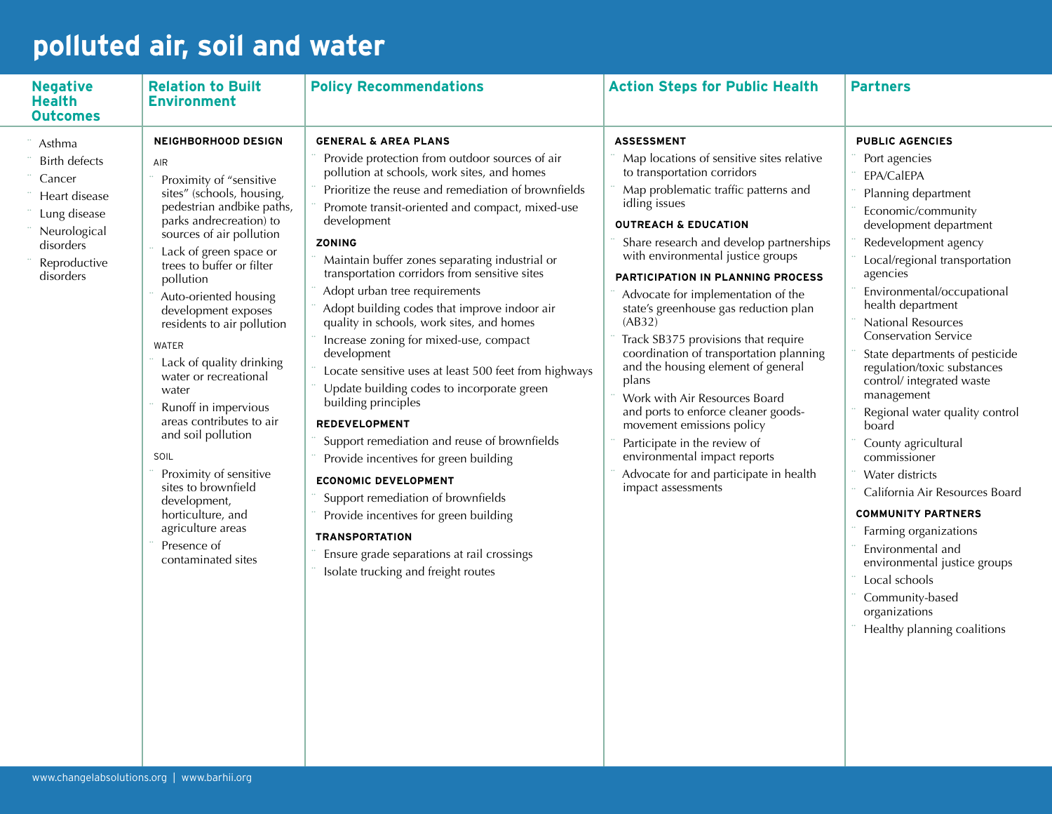# polluted air, soil and water

| Negative Health Outcomes | Relation to Built Environment | Policy Recommendations | Action Steps for Public Health | Partners |
|---|---|---|---|---|
| • Asthma<br>• Birth defects<br>• Cancer<br>• Heart disease<br>• Lung disease<br>• Neurological disorders<br>• Reproductive disorders | **NEIGHBORHOOD DESIGN**<br><br>AIR<br>• Proximity of "sensitive sites" (schools, housing, pedestrian andbike paths, parks andrecreation) to sources of air pollution<br>• Lack of green space or trees to buffer or filter pollution<br>• Auto-oriented housing development exposes residents to air pollution<br><br>WATER<br>• Lack of quality drinking water or recreational water<br>• Runoff in impervious areas contributes to air and soil pollution<br><br>SOIL<br>• Proximity of sensitive sites to brownfield development, horticulture, and agriculture areas<br>• Presence of contaminated sites | **GENERAL & AREA PLANS**<br>• Provide protection from outdoor sources of air pollution at schools, work sites, and homes<br>• Prioritize the reuse and remediation of brownfields<br>• Promote transit-oriented and compact, mixed-use development<br><br>**ZONING**<br>• Maintain buffer zones separating industrial or transportation corridors from sensitive sites<br>• Adopt urban tree requirements<br>• Adopt building codes that improve indoor air quality in schools, work sites, and homes<br>• Increase zoning for mixed-use, compact development<br>• Locate sensitive uses at least 500 feet from highways<br>• Update building codes to incorporate green building principles<br><br>**REDEVELOPMENT**<br>• Support remediation and reuse of brownfields<br>• Provide incentives for green building<br><br>**ECONOMIC DEVELOPMENT**<br>• Support remediation of brownfields<br>• Provide incentives for green building<br><br>**TRANSPORTATION**<br>• Ensure grade separations at rail crossings<br>• Isolate trucking and freight routes | **ASSESSMENT**<br>• Map locations of sensitive sites relative to transportation corridors<br>• Map problematic traffic patterns and idling issues<br><br>**OUTREACH & EDUCATION**<br>• Share research and develop partnerships with environmental justice groups<br><br>**PARTICIPATION IN PLANNING PROCESS**<br>• Advocate for implementation of the state's greenhouse gas reduction plan (AB32)<br>• Track SB375 provisions that require coordination of transportation planning and the housing element of general plans<br>• Work with Air Resources Board and ports to enforce cleaner goods-movement emissions policy<br>• Participate in the review of environmental impact reports<br>• Advocate for and participate in health impact assessments | **PUBLIC AGENCIES**<br>• Port agencies<br>• EPA/CalEPA<br>• Planning department<br>• Economic/community development department<br>• Redevelopment agency<br>• Local/regional transportation agencies<br>• Environmental/occupational health department<br>• National Resources Conservation Service<br>• State departments of pesticide regulation/toxic substances control/ integrated waste management<br>• Regional water quality control board<br>• County agricultural commissioner<br>• Water districts<br>• California Air Resources Board<br><br>**COMMUNITY PARTNERS**<br>• Farming organizations<br>• Environmental and environmental justice groups<br>• Local schools<br>• Community-based organizations<br>• Healthy planning coalitions |

www.changelabsolutions.org | www.barhii.org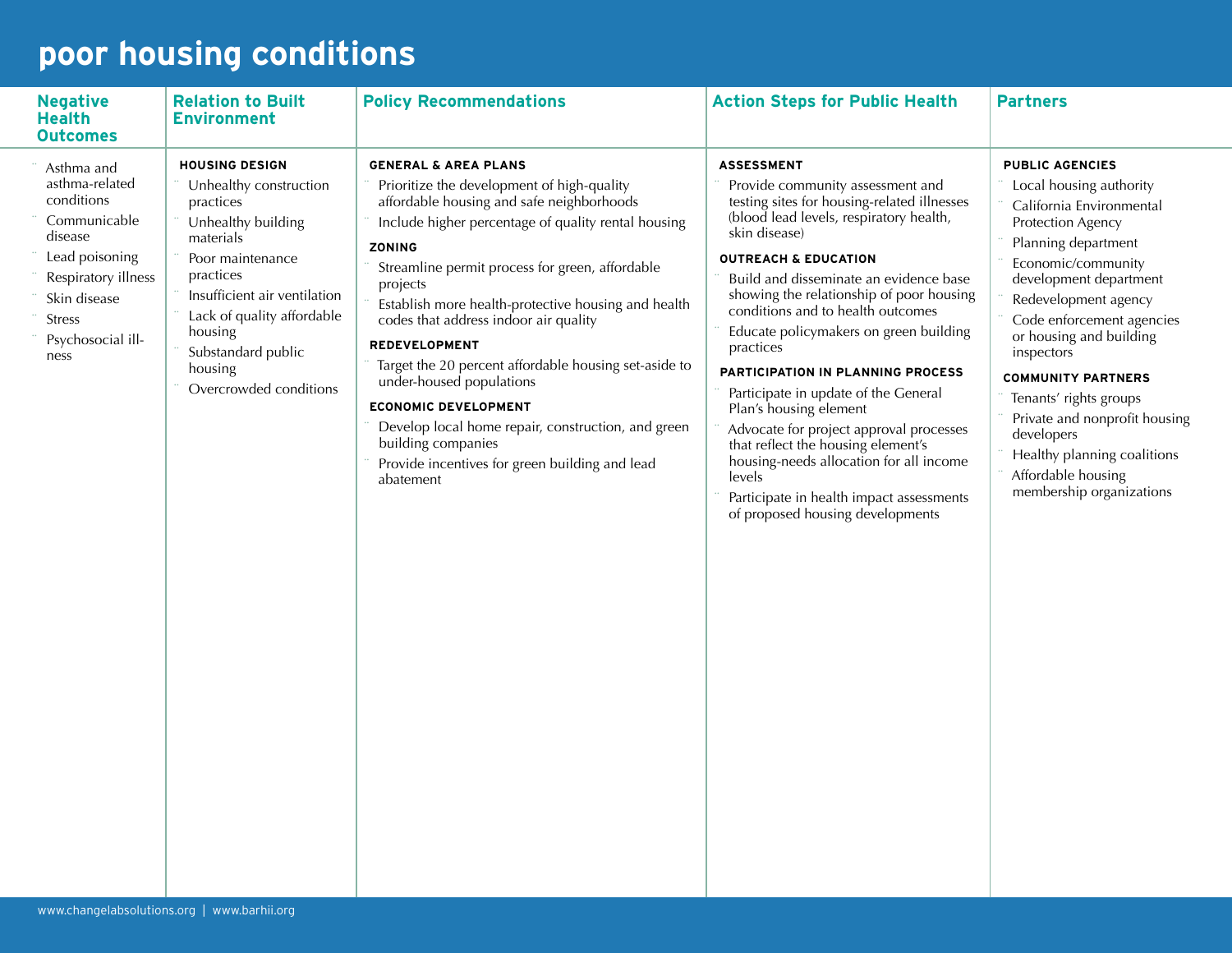# poor housing conditions

| Negative Health Outcomes | Relation to Built Environment | Policy Recommendations | Action Steps for Public Health | Partners |
|---|---|---|---|---|
| - Asthma and asthma-related conditions<br>- Communicable disease<br>- Lead poisoning<br>- Respiratory illness<br>- Skin disease<br>- Stress<br>- Psychosocial illness | **HOUSING DESIGN**<br>- Unhealthy construction practices<br>- Unhealthy building materials<br>- Poor maintenance practices<br>- Insufficient air ventilation<br>- Lack of quality affordable housing<br>- Substandard public housing<br>- Overcrowded conditions | **GENERAL & AREA PLANS**<br>- Prioritize the development of high-quality affordable housing and safe neighborhoods<br>- Include higher percentage of quality rental housing<br>**ZONING**<br>- Streamline permit process for green, affordable projects<br>- Establish more health-protective housing and health codes that address indoor air quality<br>**REDEVELOPMENT**<br>- Target the 20 percent affordable housing set-aside to under-housed populations<br>**ECONOMIC DEVELOPMENT**<br>- Develop local home repair, construction, and green building companies<br>- Provide incentives for green building and lead abatement | **ASSESSMENT**<br>- Provide community assessment and testing sites for housing-related illnesses (blood lead levels, respiratory health, skin disease)<br>**OUTREACH & EDUCATION**<br>- Build and disseminate an evidence base showing the relationship of poor housing conditions and to health outcomes<br>- Educate policymakers on green building practices<br>**PARTICIPATION IN PLANNING PROCESS**<br>- Participate in update of the General Plan's housing element<br>- Advocate for project approval processes that reflect the housing element's housing-needs allocation for all income levels<br>- Participate in health impact assessments of proposed housing developments | **PUBLIC AGENCIES**<br>- Local housing authority<br>- California Environmental Protection Agency<br>- Planning department<br>- Economic/community development department<br>- Redevelopment agency<br>- Code enforcement agencies or housing and building inspectors<br>**COMMUNITY PARTNERS**<br>- Tenants' rights groups<br>- Private and nonprofit housing developers<br>- Healthy planning coalitions<br>- Affordable housing membership organizations |

www.changelabsolutions.org | www.barhii.org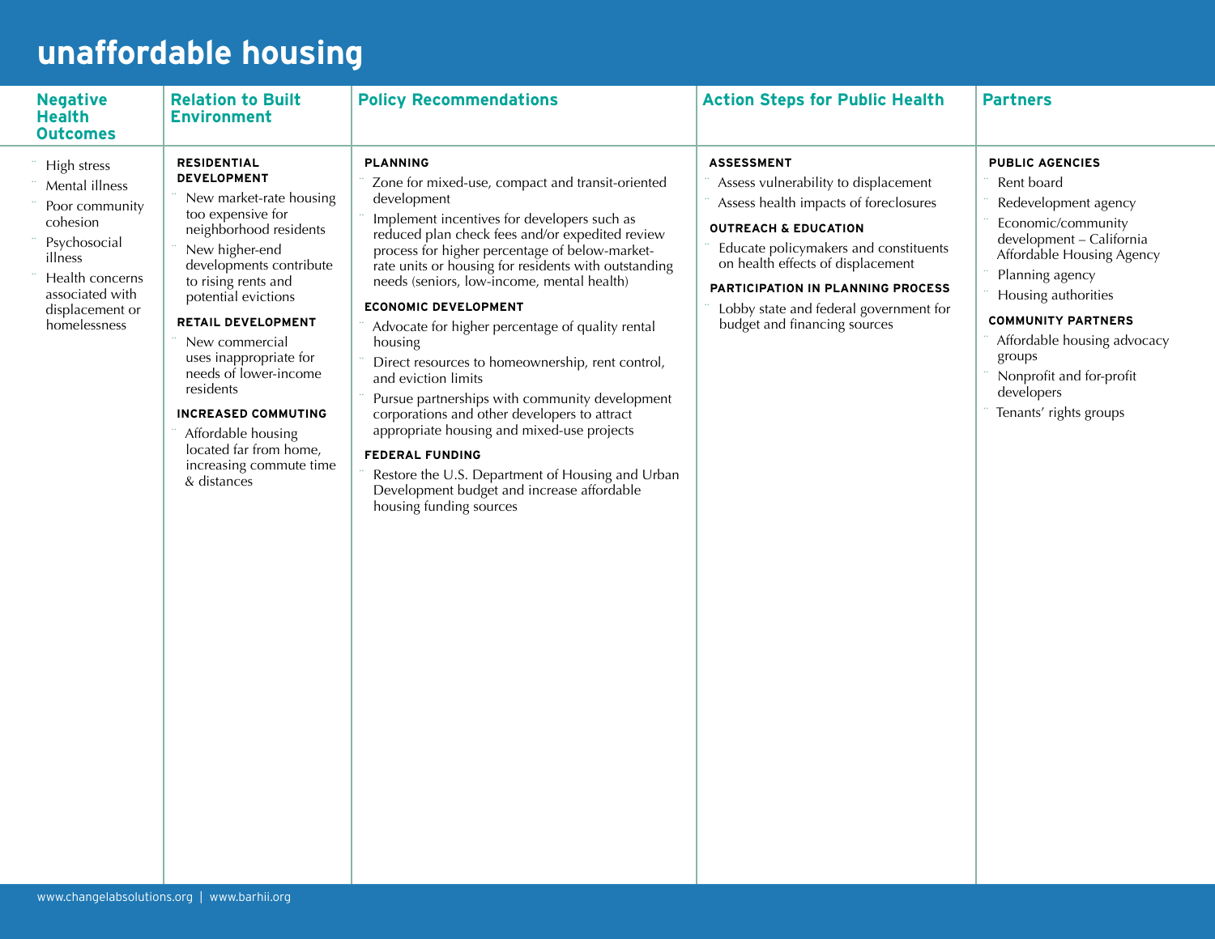# unaffordable housing

| Negative Health Outcomes | Relation to Built Environment | Policy Recommendations | Action Steps for Public Health | Partners |
|---|---|---|---|---|
| • High stress<br>• Mental illness<br>• Poor community cohesion<br>• Psychosocial illness<br>• Health concerns associated with displacement or homelessness | **RESIDENTIAL DEVELOPMENT**<br>• New market-rate housing too expensive for neighborhood residents<br>• New higher-end developments contribute to rising rents and potential evictions<br>**RETAIL DEVELOPMENT**<br>• New commercial uses inappropriate for needs of lower-income residents<br>**INCREASED COMMUTING**<br>• Affordable housing located far from home, increasing commute time & distances | **PLANNING**<br>• Zone for mixed-use, compact and transit-oriented development<br>• Implement incentives for developers such as reduced plan check fees and/or expedited review process for higher percentage of below-market-rate units or housing for residents with outstanding needs (seniors, low-income, mental health)<br>**ECONOMIC DEVELOPMENT**<br>• Advocate for higher percentage of quality rental housing<br>• Direct resources to homeownership, rent control, and eviction limits<br>• Pursue partnerships with community development corporations and other developers to attract appropriate housing and mixed-use projects<br>**FEDERAL FUNDING**<br>• Restore the U.S. Department of Housing and Urban Development budget and increase affordable housing funding sources | **ASSESSMENT**<br>• Assess vulnerability to displacement<br>• Assess health impacts of foreclosures<br>**OUTREACH & EDUCATION**<br>• Educate policymakers and constituents on health effects of displacement<br>**PARTICIPATION IN PLANNING PROCESS**<br>• Lobby state and federal government for budget and financing sources | **PUBLIC AGENCIES**<br>• Rent board<br>• Redevelopment agency<br>• Economic/community development – California Affordable Housing Agency<br>• Planning agency<br>• Housing authorities<br>**COMMUNITY PARTNERS**<br>• Affordable housing advocacy groups<br>• Nonprofit and for-profit developers<br>• Tenants' rights groups |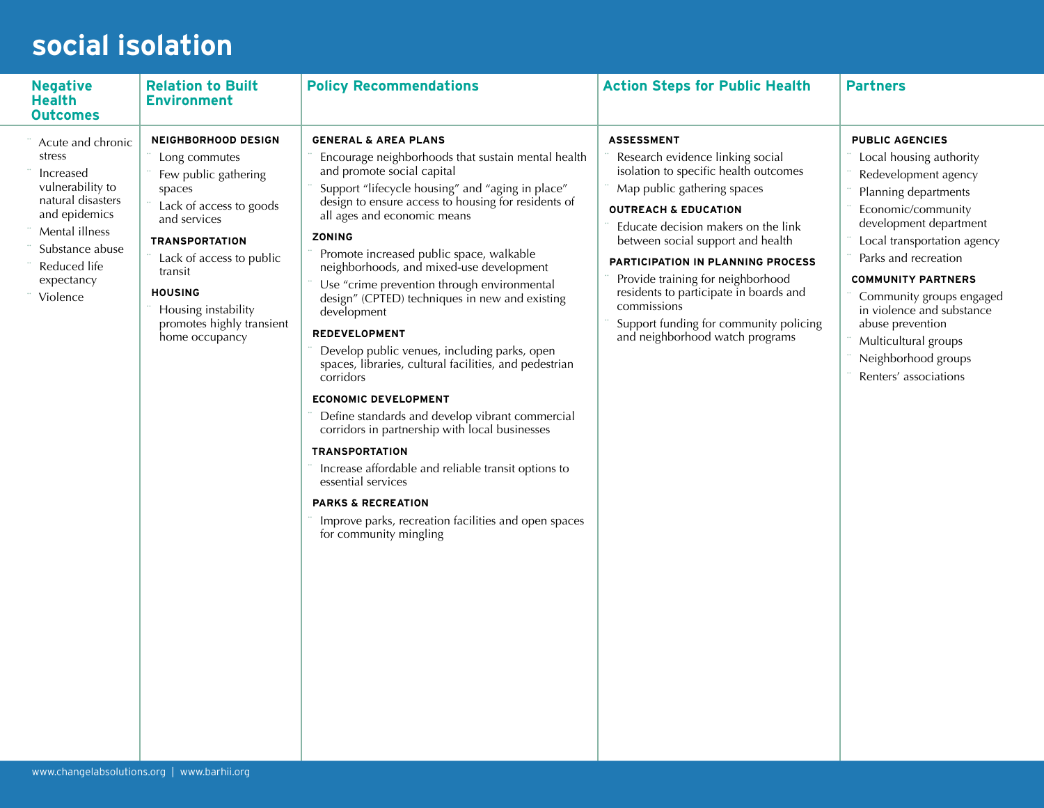# social isolation

| Negative Health Outcomes | Relation to Built Environment | Policy Recommendations | Action Steps for Public Health | Partners |
|---|---|---|---|---|
| • Acute and chronic stress<br>• Increased vulnerability to natural disasters and epidemics<br>• Mental illness<br>• Substance abuse<br>• Reduced life expectancy<br>• Violence | **NEIGHBORHOOD DESIGN**<br>• Long commutes<br>• Few public gathering spaces<br>• Lack of access to goods and services<br>**TRANSPORTATION**<br>• Lack of access to public transit<br>**HOUSING**<br>• Housing instability promotes highly transient home occupancy | **GENERAL & AREA PLANS**<br>• Encourage neighborhoods that sustain mental health and promote social capital<br>• Support "lifecycle housing" and "aging in place" design to ensure access to housing for residents of all ages and economic means<br>**ZONING**<br>• Promote increased public space, walkable neighborhoods, and mixed-use development<br>• Use "crime prevention through environmental design" (CPTED) techniques in new and existing development<br>**REDEVELOPMENT**<br>• Develop public venues, including parks, open spaces, libraries, cultural facilities, and pedestrian corridors<br>**ECONOMIC DEVELOPMENT**<br>• Define standards and develop vibrant commercial corridors in partnership with local businesses<br>**TRANSPORTATION**<br>• Increase affordable and reliable transit options to essential services<br>**PARKS & RECREATION**<br>• Improve parks, recreation facilities and open spaces for community mingling | **ASSESSMENT**<br>• Research evidence linking social isolation to specific health outcomes<br>• Map public gathering spaces<br>**OUTREACH & EDUCATION**<br>• Educate decision makers on the link between social support and health<br>**PARTICIPATION IN PLANNING PROCESS**<br>• Provide training for neighborhood residents to participate in boards and commissions<br>• Support funding for community policing and neighborhood watch programs | **PUBLIC AGENCIES**<br>• Local housing authority<br>• Redevelopment agency<br>• Planning departments<br>• Economic/community development department<br>• Local transportation agency<br>• Parks and recreation<br>**COMMUNITY PARTNERS**<br>• Community groups engaged in violence and substance abuse prevention<br>• Multicultural groups<br>• Neighborhood groups<br>• Renters' associations |

www.changelabsolutions.org | www.barhii.org